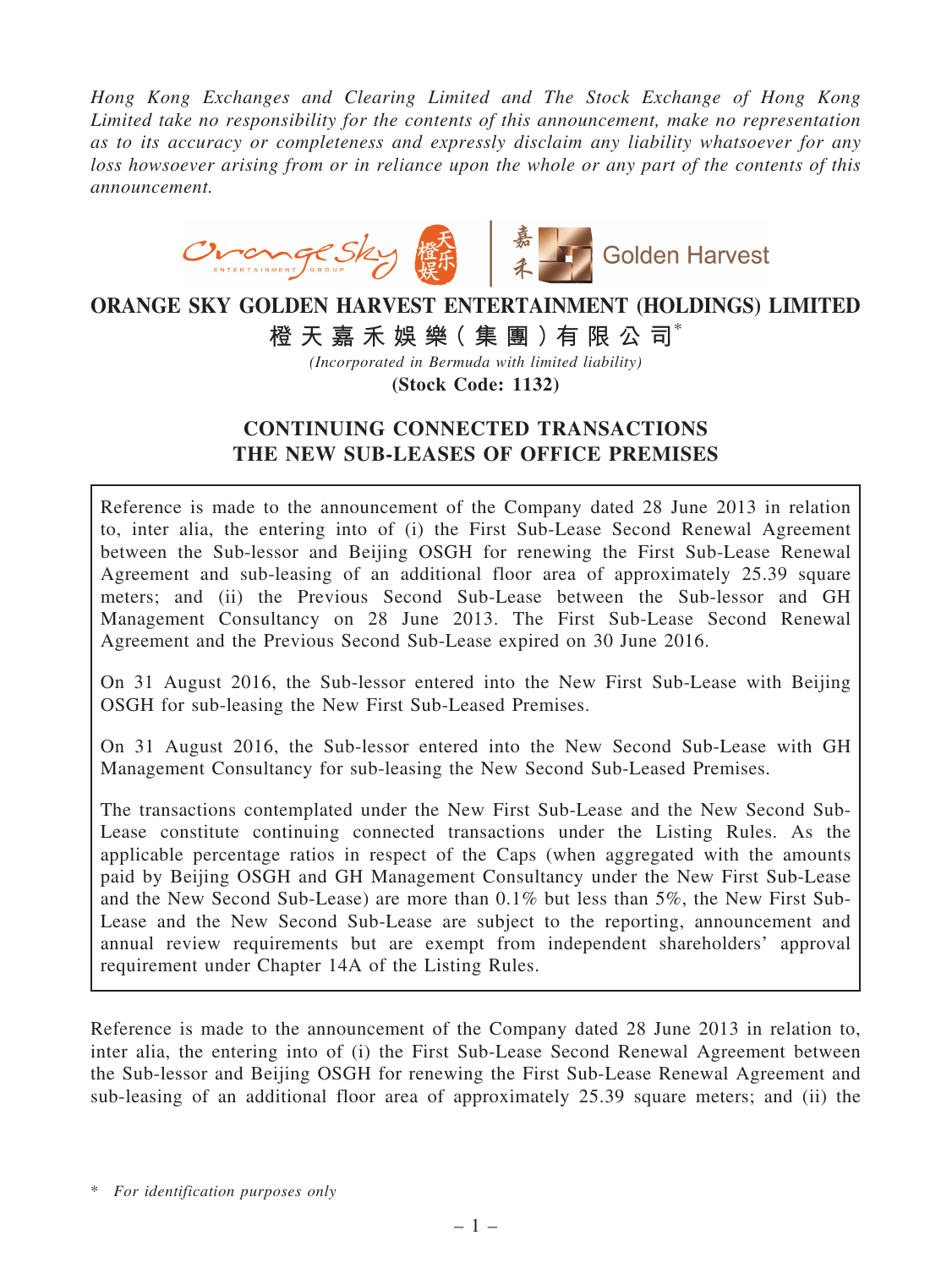*Hong Kong Exchanges and Clearing Limited and The Stock Exchange of Hong Kong Limited take no responsibility for the contents of this announcement, make no representation as to its accuracy or completeness and expressly disclaim any liability whatsoever for any loss howsoever arising from or in reliance upon the whole or any part of the contents of this announcement.*

# ORANGE SKY GOLDEN HARVEST ENTERTAINMENT (HOLDINGS) LIMITED

**橙天嘉禾娛樂(集團)有限公司***

*(Incorporated in Bermuda with limited liability)*

**(Stock Code: 1132)**

## CONTINUING CONNECTED TRANSACTIONS THE NEW SUB-LEASES OF OFFICE PREMISES

Reference is made to the announcement of the Company dated 28 June 2013 in relation to, inter alia, the entering into of (i) the First Sub-Lease Second Renewal Agreement between the Sub-lessor and Beijing OSGH for renewing the First Sub-Lease Renewal Agreement and sub-leasing of an additional floor area of approximately 25.39 square meters; and (ii) the Previous Second Sub-Lease between the Sub-lessor and GH Management Consultancy on 28 June 2013. The First Sub-Lease Second Renewal Agreement and the Previous Second Sub-Lease expired on 30 June 2016.

On 31 August 2016, the Sub-lessor entered into the New First Sub-Lease with Beijing OSGH for sub-leasing the New First Sub-Leased Premises.

On 31 August 2016, the Sub-lessor entered into the New Second Sub-Lease with GH Management Consultancy for sub-leasing the New Second Sub-Leased Premises.

The transactions contemplated under the New First Sub-Lease and the New Second Sub-Lease constitute continuing connected transactions under the Listing Rules. As the applicable percentage ratios in respect of the Caps (when aggregated with the amounts paid by Beijing OSGH and GH Management Consultancy under the New First Sub-Lease and the New Second Sub-Lease) are more than 0.1% but less than 5%, the New First Sub-Lease and the New Second Sub-Lease are subject to the reporting, announcement and annual review requirements but are exempt from independent shareholders' approval requirement under Chapter 14A of the Listing Rules.

Reference is made to the announcement of the Company dated 28 June 2013 in relation to, inter alia, the entering into of (i) the First Sub-Lease Second Renewal Agreement between the Sub-lessor and Beijing OSGH for renewing the First Sub-Lease Renewal Agreement and sub-leasing of an additional floor area of approximately 25.39 square meters; and (ii) the

\* *For identification purposes only*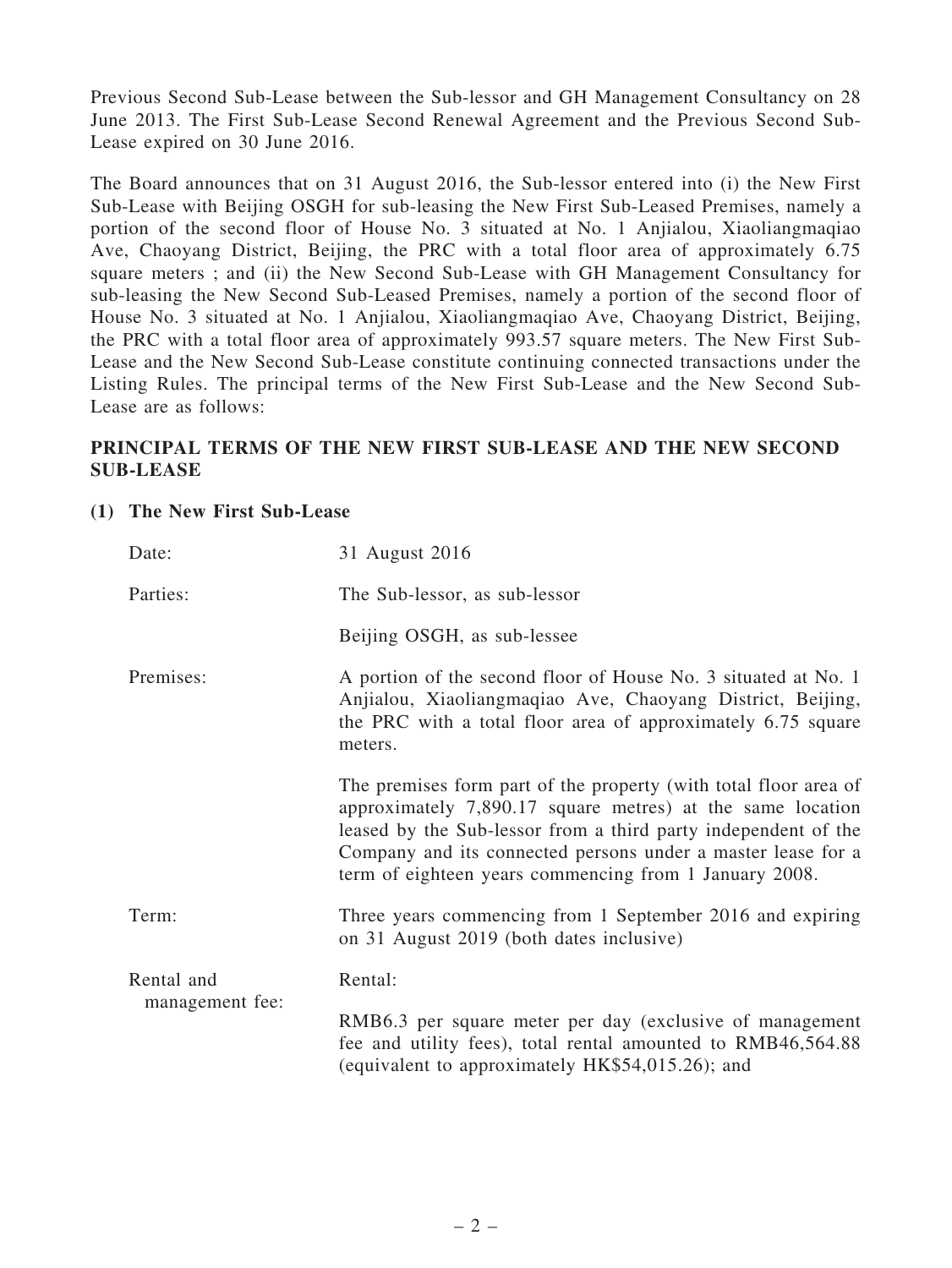Previous Second Sub-Lease between the Sub-lessor and GH Management Consultancy on 28 June 2013. The First Sub-Lease Second Renewal Agreement and the Previous Second Sub-Lease expired on 30 June 2016.

The Board announces that on 31 August 2016, the Sub-lessor entered into (i) the New First Sub-Lease with Beijing OSGH for sub-leasing the New First Sub-Leased Premises, namely a portion of the second floor of House No. 3 situated at No. 1 Anjialou, Xiaoliangmaqiao Ave, Chaoyang District, Beijing, the PRC with a total floor area of approximately 6.75 square meters ; and (ii) the New Second Sub-Lease with GH Management Consultancy for sub-leasing the New Second Sub-Leased Premises, namely a portion of the second floor of House No. 3 situated at No. 1 Anjialou, Xiaoliangmaqiao Ave, Chaoyang District, Beijing, the PRC with a total floor area of approximately 993.57 square meters. The New First Sub-Lease and the New Second Sub-Lease constitute continuing connected transactions under the Listing Rules. The principal terms of the New First Sub-Lease and the New Second Sub-Lease are as follows:

## PRINCIPAL TERMS OF THE NEW FIRST SUB-LEASE AND THE NEW SECOND SUB-LEASE

### (1) The New First Sub-Lease

| | |
|---|---|
| Date: | 31 August 2016 |
| Parties: | The Sub-lessor, as sub-lessor<br><br>Beijing OSGH, as sub-lessee |
| Premises: | A portion of the second floor of House No. 3 situated at No. 1 Anjialou, Xiaoliangmaqiao Ave, Chaoyang District, Beijing, the PRC with a total floor area of approximately 6.75 square meters.<br><br>The premises form part of the property (with total floor area of approximately 7,890.17 square metres) at the same location leased by the Sub-lessor from a third party independent of the Company and its connected persons under a master lease for a term of eighteen years commencing from 1 January 2008. |
| Term: | Three years commencing from 1 September 2016 and expiring on 31 August 2019 (both dates inclusive) |
| Rental and management fee: | Rental:<br><br>RMB6.3 per square meter per day (exclusive of management fee and utility fees), total rental amounted to RMB46,564.88 (equivalent to approximately HK$54,015.26); and |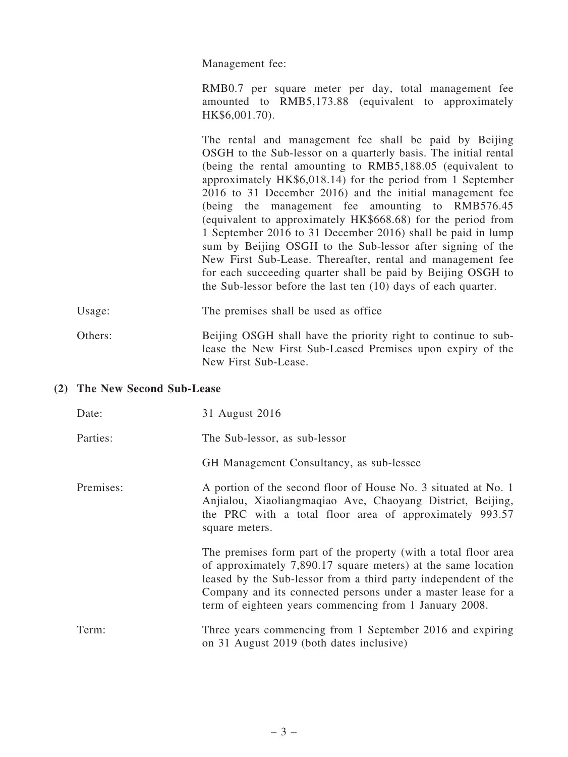Management fee:

RMB0.7 per square meter per day, total management fee amounted to RMB5,173.88 (equivalent to approximately HK$6,001.70).

The rental and management fee shall be paid by Beijing OSGH to the Sub-lessor on a quarterly basis. The initial rental (being the rental amounting to RMB5,188.05 (equivalent to approximately HK$6,018.14) for the period from 1 September 2016 to 31 December 2016) and the initial management fee (being the management fee amounting to RMB576.45 (equivalent to approximately HK$668.68) for the period from 1 September 2016 to 31 December 2016) shall be paid in lump sum by Beijing OSGH to the Sub-lessor after signing of the New First Sub-Lease. Thereafter, rental and management fee for each succeeding quarter shall be paid by Beijing OSGH to the Sub-lessor before the last ten (10) days of each quarter.

Usage: The premises shall be used as office

Others: Beijing OSGH shall have the priority right to continue to sub-lease the New First Sub-Leased Premises upon expiry of the New First Sub-Lease.

**(2) The New Second Sub-Lease**

Date: 31 August 2016

Parties: The Sub-lessor, as sub-lessor

GH Management Consultancy, as sub-lessee

Premises: A portion of the second floor of House No. 3 situated at No. 1 Anjialou, Xiaoliangmaqiao Ave, Chaoyang District, Beijing, the PRC with a total floor area of approximately 993.57 square meters.

The premises form part of the property (with a total floor area of approximately 7,890.17 square meters) at the same location leased by the Sub-lessor from a third party independent of the Company and its connected persons under a master lease for a term of eighteen years commencing from 1 January 2008.

Term: Three years commencing from 1 September 2016 and expiring on 31 August 2019 (both dates inclusive)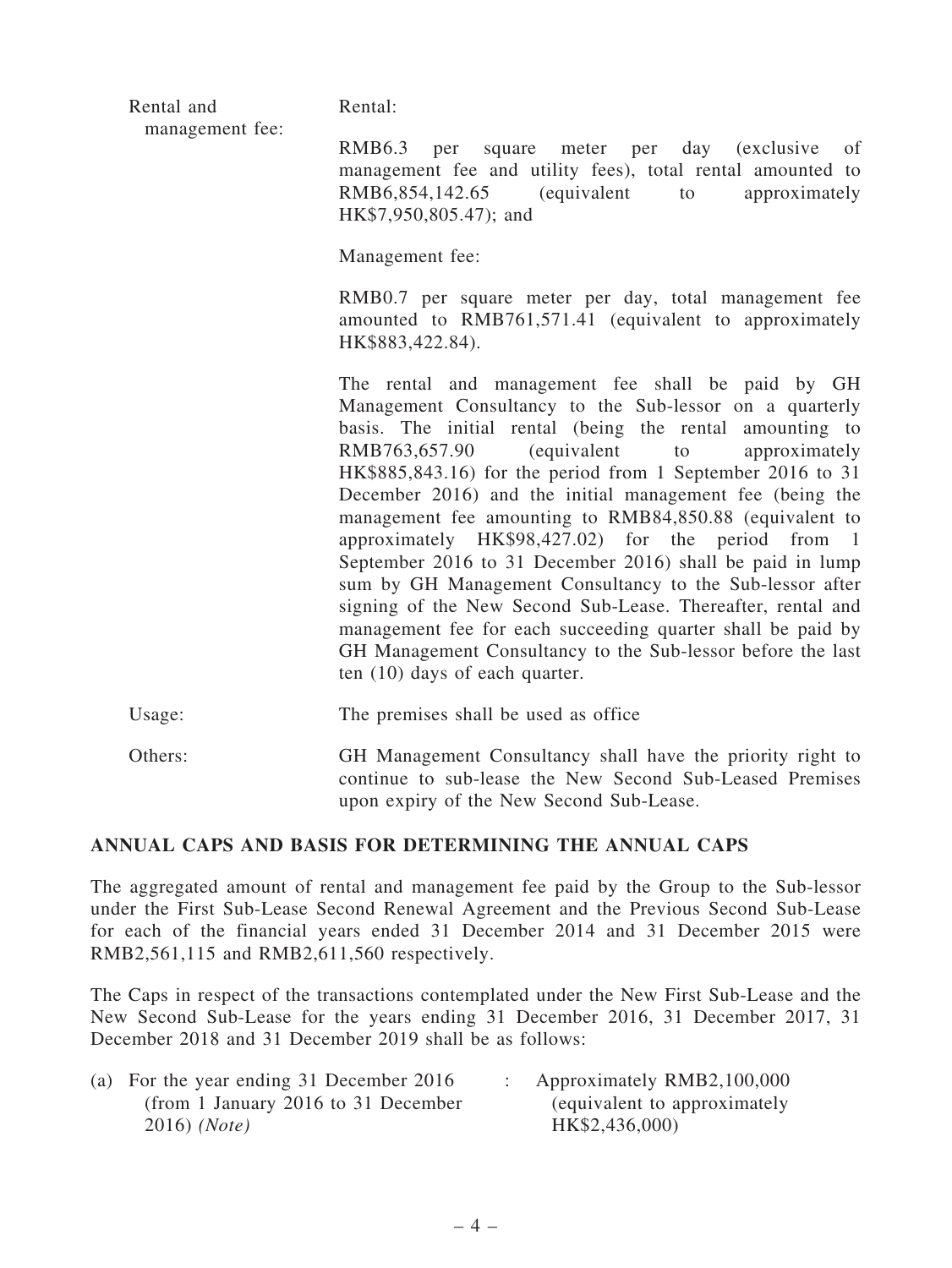| | |
|---|---|
| Rental and management fee: | Rental:<br><br>RMB6.3 per square meter per day (exclusive of management fee and utility fees), total rental amounted to RMB6,854,142.65 (equivalent to approximately HK$7,950,805.47); and<br><br>Management fee:<br><br>RMB0.7 per square meter per day, total management fee amounted to RMB761,571.41 (equivalent to approximately HK$883,422.84).<br><br>The rental and management fee shall be paid by GH Management Consultancy to the Sub-lessor on a quarterly basis. The initial rental (being the rental amounting to RMB763,657.90 (equivalent to approximately HK$885,843.16) for the period from 1 September 2016 to 31 December 2016) and the initial management fee (being the management fee amounting to RMB84,850.88 (equivalent to approximately HK$98,427.02) for the period from 1 September 2016 to 31 December 2016) shall be paid in lump sum by GH Management Consultancy to the Sub-lessor after signing of the New Second Sub-Lease. Thereafter, rental and management fee for each succeeding quarter shall be paid by GH Management Consultancy to the Sub-lessor before the last ten (10) days of each quarter. |
| Usage: | The premises shall be used as office |
| Others: | GH Management Consultancy shall have the priority right to continue to sub-lease the New Second Sub-Leased Premises upon expiry of the New Second Sub-Lease. |

## ANNUAL CAPS AND BASIS FOR DETERMINING THE ANNUAL CAPS

The aggregated amount of rental and management fee paid by the Group to the Sub-lessor under the First Sub-Lease Second Renewal Agreement and the Previous Second Sub-Lease for each of the financial years ended 31 December 2014 and 31 December 2015 were RMB2,561,115 and RMB2,611,560 respectively.

The Caps in respect of the transactions contemplated under the New First Sub-Lease and the New Second Sub-Lease for the years ending 31 December 2016, 31 December 2017, 31 December 2018 and 31 December 2019 shall be as follows:

(a) For the year ending 31 December 2016 (from 1 January 2016 to 31 December 2016) *(Note)* : Approximately RMB2,100,000 (equivalent to approximately HK$2,436,000)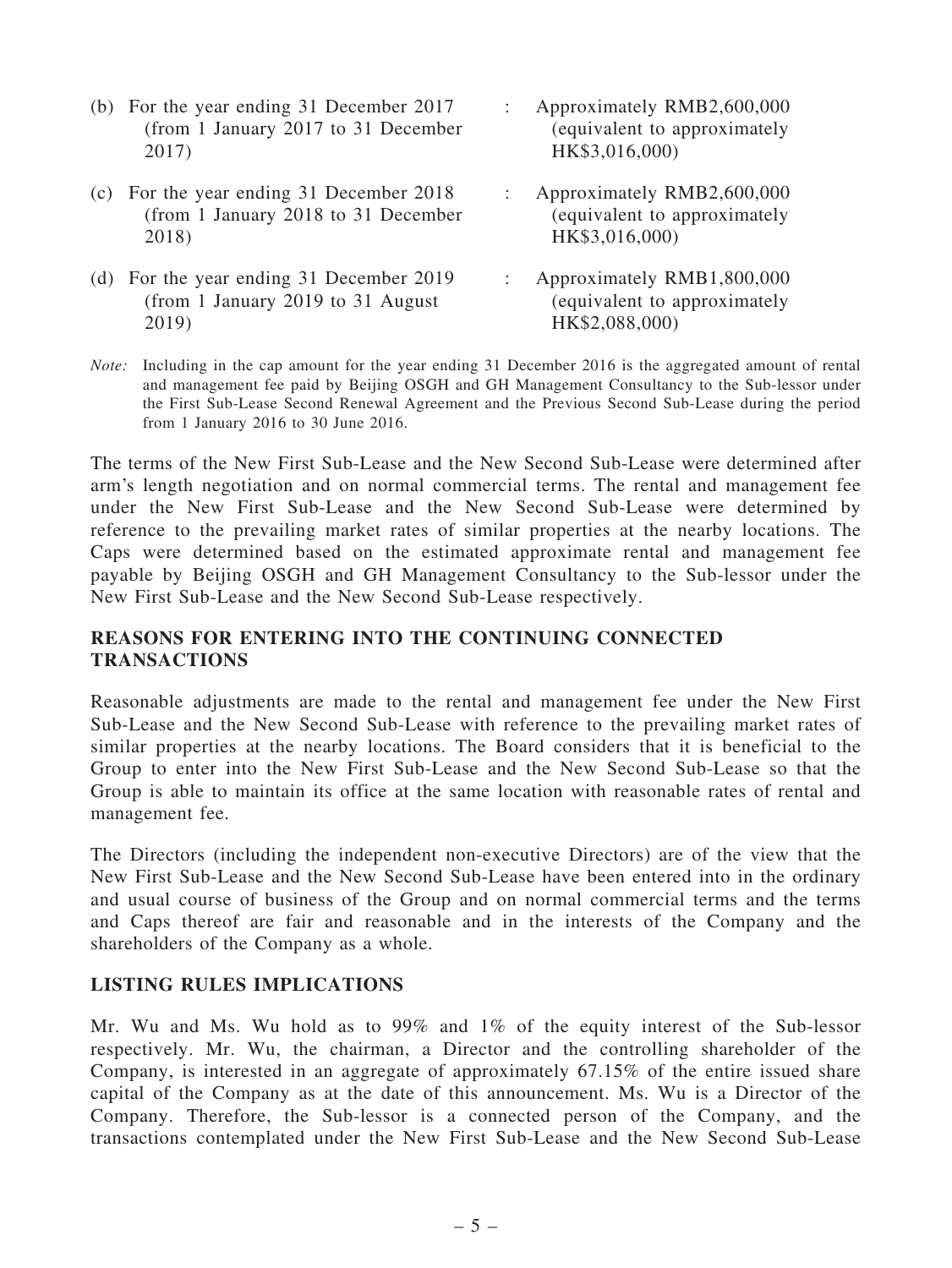(b) For the year ending 31 December 2017 (from 1 January 2017 to 31 December 2017) : Approximately RMB2,600,000 (equivalent to approximately HK$3,016,000)

(c) For the year ending 31 December 2018 (from 1 January 2018 to 31 December 2018) : Approximately RMB2,600,000 (equivalent to approximately HK$3,016,000)

(d) For the year ending 31 December 2019 (from 1 January 2019 to 31 August 2019) : Approximately RMB1,800,000 (equivalent to approximately HK$2,088,000)

*Note:* Including in the cap amount for the year ending 31 December 2016 is the aggregated amount of rental and management fee paid by Beijing OSGH and GH Management Consultancy to the Sub-lessor under the First Sub-Lease Second Renewal Agreement and the Previous Second Sub-Lease during the period from 1 January 2016 to 30 June 2016.

The terms of the New First Sub-Lease and the New Second Sub-Lease were determined after arm's length negotiation and on normal commercial terms. The rental and management fee under the New First Sub-Lease and the New Second Sub-Lease were determined by reference to the prevailing market rates of similar properties at the nearby locations. The Caps were determined based on the estimated approximate rental and management fee payable by Beijing OSGH and GH Management Consultancy to the Sub-lessor under the New First Sub-Lease and the New Second Sub-Lease respectively.

## REASONS FOR ENTERING INTO THE CONTINUING CONNECTED TRANSACTIONS

Reasonable adjustments are made to the rental and management fee under the New First Sub-Lease and the New Second Sub-Lease with reference to the prevailing market rates of similar properties at the nearby locations. The Board considers that it is beneficial to the Group to enter into the New First Sub-Lease and the New Second Sub-Lease so that the Group is able to maintain its office at the same location with reasonable rates of rental and management fee.

The Directors (including the independent non-executive Directors) are of the view that the New First Sub-Lease and the New Second Sub-Lease have been entered into in the ordinary and usual course of business of the Group and on normal commercial terms and the terms and Caps thereof are fair and reasonable and in the interests of the Company and the shareholders of the Company as a whole.

## LISTING RULES IMPLICATIONS

Mr. Wu and Ms. Wu hold as to 99% and 1% of the equity interest of the Sub-lessor respectively. Mr. Wu, the chairman, a Director and the controlling shareholder of the Company, is interested in an aggregate of approximately 67.15% of the entire issued share capital of the Company as at the date of this announcement. Ms. Wu is a Director of the Company. Therefore, the Sub-lessor is a connected person of the Company, and the transactions contemplated under the New First Sub-Lease and the New Second Sub-Lease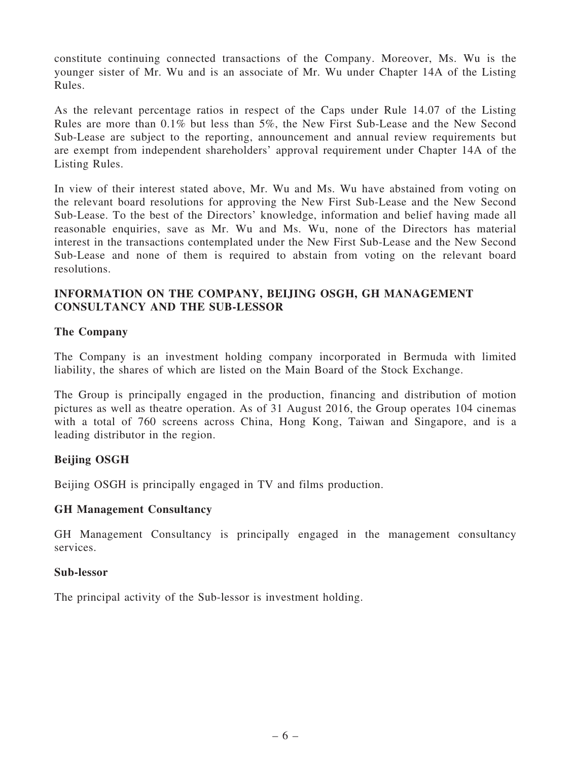constitute continuing connected transactions of the Company. Moreover, Ms. Wu is the younger sister of Mr. Wu and is an associate of Mr. Wu under Chapter 14A of the Listing Rules.

As the relevant percentage ratios in respect of the Caps under Rule 14.07 of the Listing Rules are more than 0.1% but less than 5%, the New First Sub-Lease and the New Second Sub-Lease are subject to the reporting, announcement and annual review requirements but are exempt from independent shareholders' approval requirement under Chapter 14A of the Listing Rules.

In view of their interest stated above, Mr. Wu and Ms. Wu have abstained from voting on the relevant board resolutions for approving the New First Sub-Lease and the New Second Sub-Lease. To the best of the Directors' knowledge, information and belief having made all reasonable enquiries, save as Mr. Wu and Ms. Wu, none of the Directors has material interest in the transactions contemplated under the New First Sub-Lease and the New Second Sub-Lease and none of them is required to abstain from voting on the relevant board resolutions.

## INFORMATION ON THE COMPANY, BEIJING OSGH, GH MANAGEMENT CONSULTANCY AND THE SUB-LESSOR

### The Company

The Company is an investment holding company incorporated in Bermuda with limited liability, the shares of which are listed on the Main Board of the Stock Exchange.

The Group is principally engaged in the production, financing and distribution of motion pictures as well as theatre operation. As of 31 August 2016, the Group operates 104 cinemas with a total of 760 screens across China, Hong Kong, Taiwan and Singapore, and is a leading distributor in the region.

### Beijing OSGH

Beijing OSGH is principally engaged in TV and films production.

### GH Management Consultancy

GH Management Consultancy is principally engaged in the management consultancy services.

### Sub-lessor

The principal activity of the Sub-lessor is investment holding.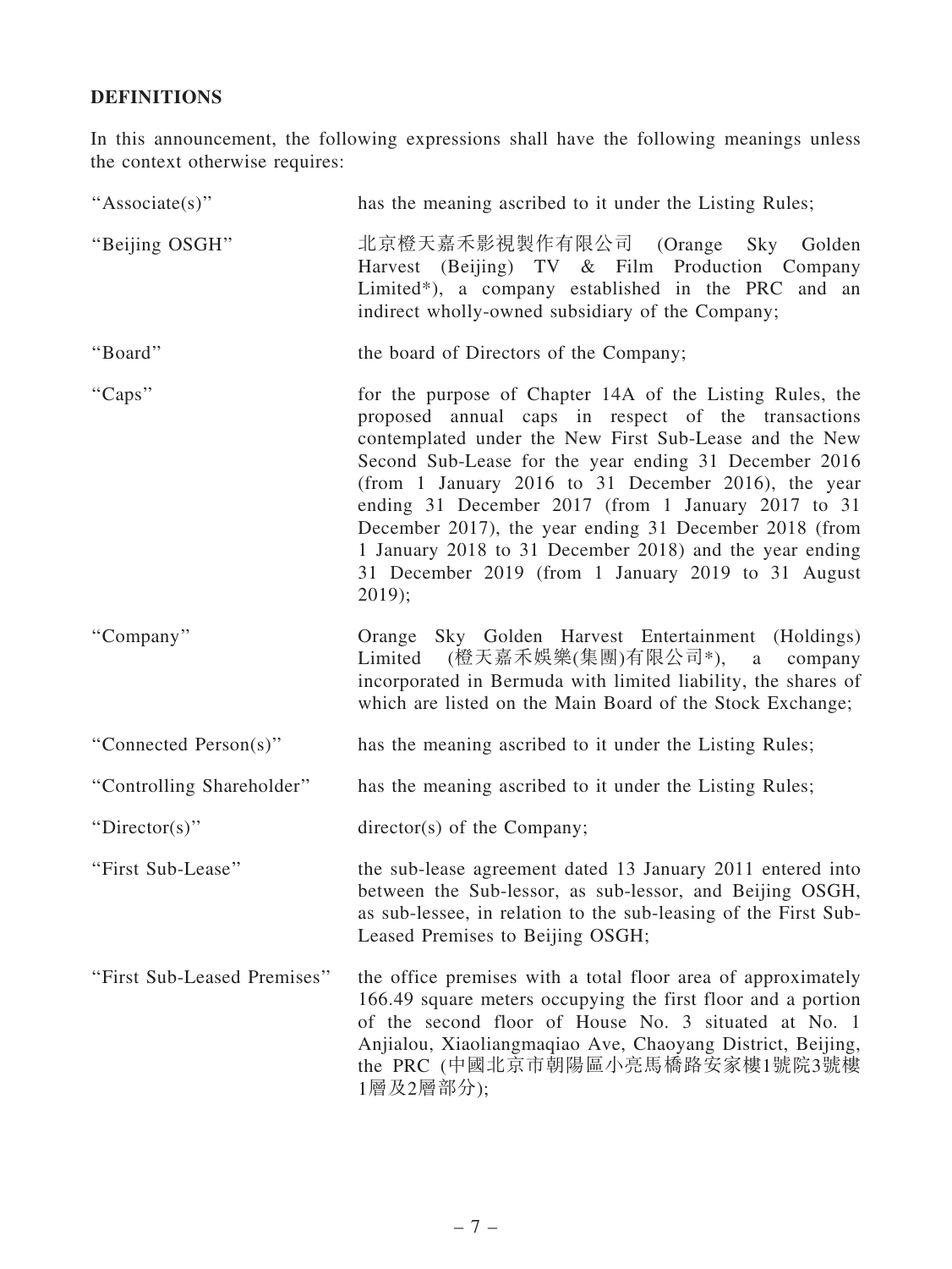## DEFINITIONS

In this announcement, the following expressions shall have the following meanings unless the context otherwise requires:

| | |
|---|---|
| "Associate(s)" | has the meaning ascribed to it under the Listing Rules; |
| "Beijing OSGH" | 北京橙天嘉禾影視製作有限公司 (Orange Sky Golden Harvest (Beijing) TV & Film Production Company Limited*), a company established in the PRC and an indirect wholly-owned subsidiary of the Company; |
| "Board" | the board of Directors of the Company; |
| "Caps" | for the purpose of Chapter 14A of the Listing Rules, the proposed annual caps in respect of the transactions contemplated under the New First Sub-Lease and the New Second Sub-Lease for the year ending 31 December 2016 (from 1 January 2016 to 31 December 2016), the year ending 31 December 2017 (from 1 January 2017 to 31 December 2017), the year ending 31 December 2018 (from 1 January 2018 to 31 December 2018) and the year ending 31 December 2019 (from 1 January 2019 to 31 August 2019); |
| "Company" | Orange Sky Golden Harvest Entertainment (Holdings) Limited (橙天嘉禾娛樂(集團)有限公司*), a company incorporated in Bermuda with limited liability, the shares of which are listed on the Main Board of the Stock Exchange; |
| "Connected Person(s)" | has the meaning ascribed to it under the Listing Rules; |
| "Controlling Shareholder" | has the meaning ascribed to it under the Listing Rules; |
| "Director(s)" | director(s) of the Company; |
| "First Sub-Lease" | the sub-lease agreement dated 13 January 2011 entered into between the Sub-lessor, as sub-lessor, and Beijing OSGH, as sub-lessee, in relation to the sub-leasing of the First Sub-Leased Premises to Beijing OSGH; |
| "First Sub-Leased Premises" | the office premises with a total floor area of approximately 166.49 square meters occupying the first floor and a portion of the second floor of House No. 3 situated at No. 1 Anjialou, Xiaoliangmaqiao Ave, Chaoyang District, Beijing, the PRC (中國北京市朝陽區小亮馬橋路安家樓1號院3號樓1層及2層部分); |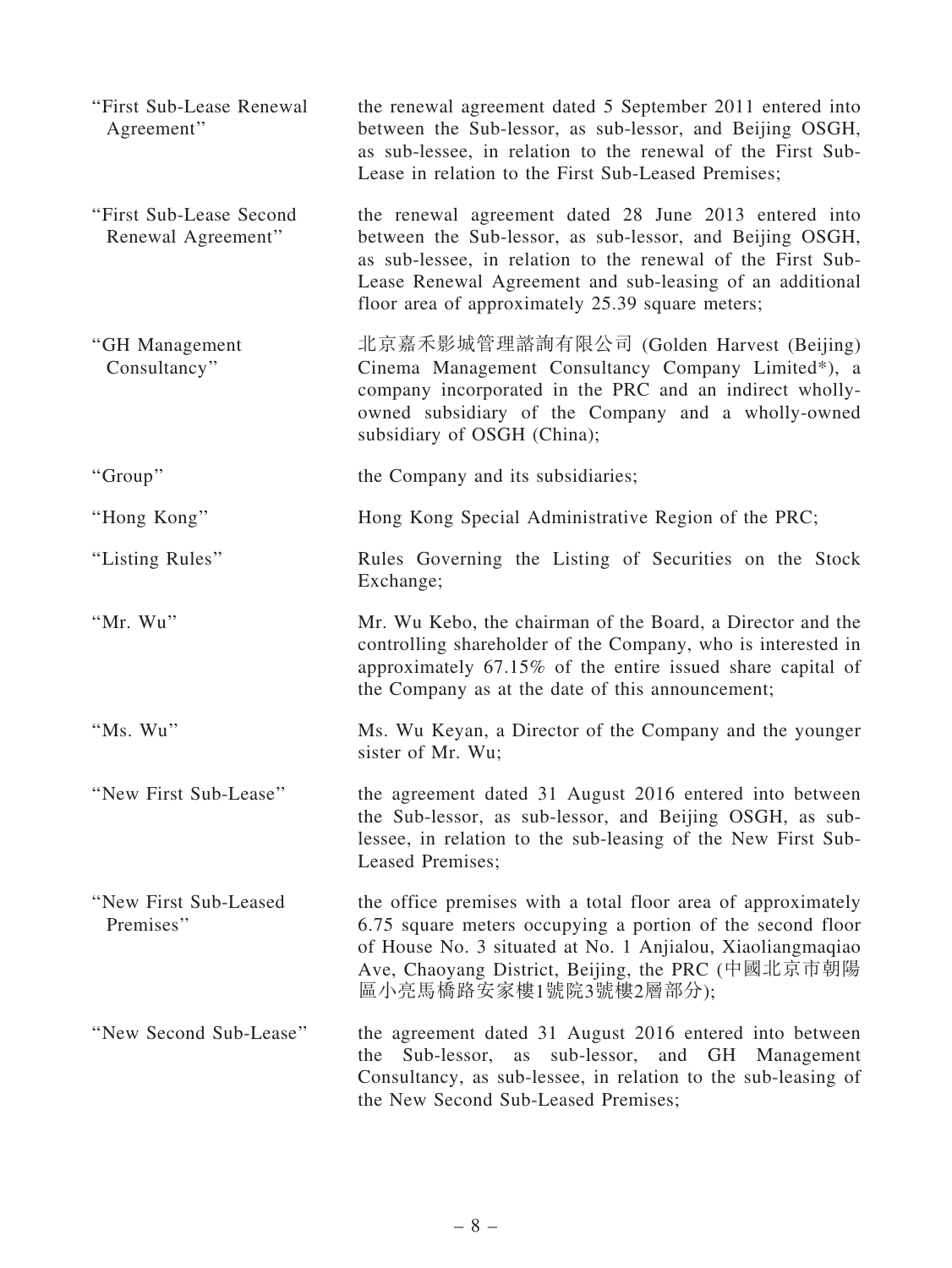| | |
|---|---|
| "First Sub-Lease Renewal Agreement" | the renewal agreement dated 5 September 2011 entered into between the Sub-lessor, as sub-lessor, and Beijing OSGH, as sub-lessee, in relation to the renewal of the First Sub-Lease in relation to the First Sub-Leased Premises; |
| "First Sub-Lease Second Renewal Agreement" | the renewal agreement dated 28 June 2013 entered into between the Sub-lessor, as sub-lessor, and Beijing OSGH, as sub-lessee, in relation to the renewal of the First Sub-Lease Renewal Agreement and sub-leasing of an additional floor area of approximately 25.39 square meters; |
| "GH Management Consultancy" | 北京嘉禾影城管理諮詢有限公司 (Golden Harvest (Beijing) Cinema Management Consultancy Company Limited*), a company incorporated in the PRC and an indirect wholly-owned subsidiary of the Company and a wholly-owned subsidiary of OSGH (China); |
| "Group" | the Company and its subsidiaries; |
| "Hong Kong" | Hong Kong Special Administrative Region of the PRC; |
| "Listing Rules" | Rules Governing the Listing of Securities on the Stock Exchange; |
| "Mr. Wu" | Mr. Wu Kebo, the chairman of the Board, a Director and the controlling shareholder of the Company, who is interested in approximately 67.15% of the entire issued share capital of the Company as at the date of this announcement; |
| "Ms. Wu" | Ms. Wu Keyan, a Director of the Company and the younger sister of Mr. Wu; |
| "New First Sub-Lease" | the agreement dated 31 August 2016 entered into between the Sub-lessor, as sub-lessor, and Beijing OSGH, as sub-lessee, in relation to the sub-leasing of the New First Sub-Leased Premises; |
| "New First Sub-Leased Premises" | the office premises with a total floor area of approximately 6.75 square meters occupying a portion of the second floor of House No. 3 situated at No. 1 Anjialou, Xiaoliangmaqiao Ave, Chaoyang District, Beijing, the PRC (中國北京市朝陽區小亮馬橋路安家樓1號院3號樓2層部分); |
| "New Second Sub-Lease" | the agreement dated 31 August 2016 entered into between the Sub-lessor, as sub-lessor, and GH Management Consultancy, as sub-lessee, in relation to the sub-leasing of the New Second Sub-Leased Premises; |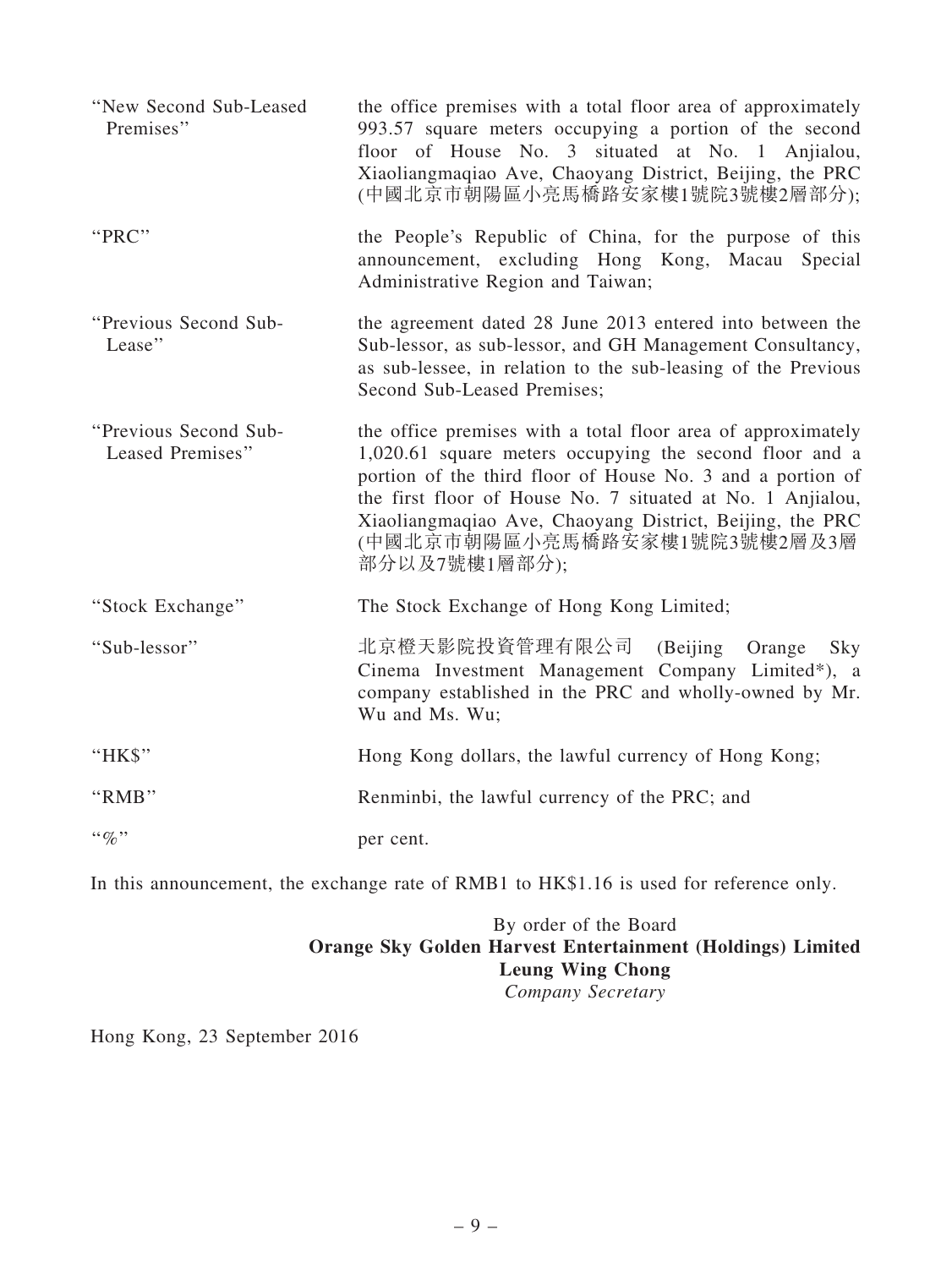| | |
|---|---|
| "New Second Sub-Leased Premises" | the office premises with a total floor area of approximately 993.57 square meters occupying a portion of the second floor of House No. 3 situated at No. 1 Anjialou, Xiaoliangmaqiao Ave, Chaoyang District, Beijing, the PRC (中國北京市朝陽區小亮馬橋路安家樓1號院3號樓2層部分); |
| "PRC" | the People's Republic of China, for the purpose of this announcement, excluding Hong Kong, Macau Special Administrative Region and Taiwan; |
| "Previous Second Sub-Lease" | the agreement dated 28 June 2013 entered into between the Sub-lessor, as sub-lessor, and GH Management Consultancy, as sub-lessee, in relation to the sub-leasing of the Previous Second Sub-Leased Premises; |
| "Previous Second Sub-Leased Premises" | the office premises with a total floor area of approximately 1,020.61 square meters occupying the second floor and a portion of the third floor of House No. 3 and a portion of the first floor of House No. 7 situated at No. 1 Anjialou, Xiaoliangmaqiao Ave, Chaoyang District, Beijing, the PRC (中國北京市朝陽區小亮馬橋路安家樓1號院3號樓2層及3層部分以及7號樓1層部分); |
| "Stock Exchange" | The Stock Exchange of Hong Kong Limited; |
| "Sub-lessor" | 北京橙天影院投資管理有限公司 (Beijing Orange Sky Cinema Investment Management Company Limited*), a company established in the PRC and wholly-owned by Mr. Wu and Ms. Wu; |
| "HK$" | Hong Kong dollars, the lawful currency of Hong Kong; |
| "RMB" | Renminbi, the lawful currency of the PRC; and |
| "%" | per cent. |

In this announcement, the exchange rate of RMB1 to HK$1.16 is used for reference only.

By order of the Board
**Orange Sky Golden Harvest Entertainment (Holdings) Limited**
**Leung Wing Chong**
*Company Secretary*

Hong Kong, 23 September 2016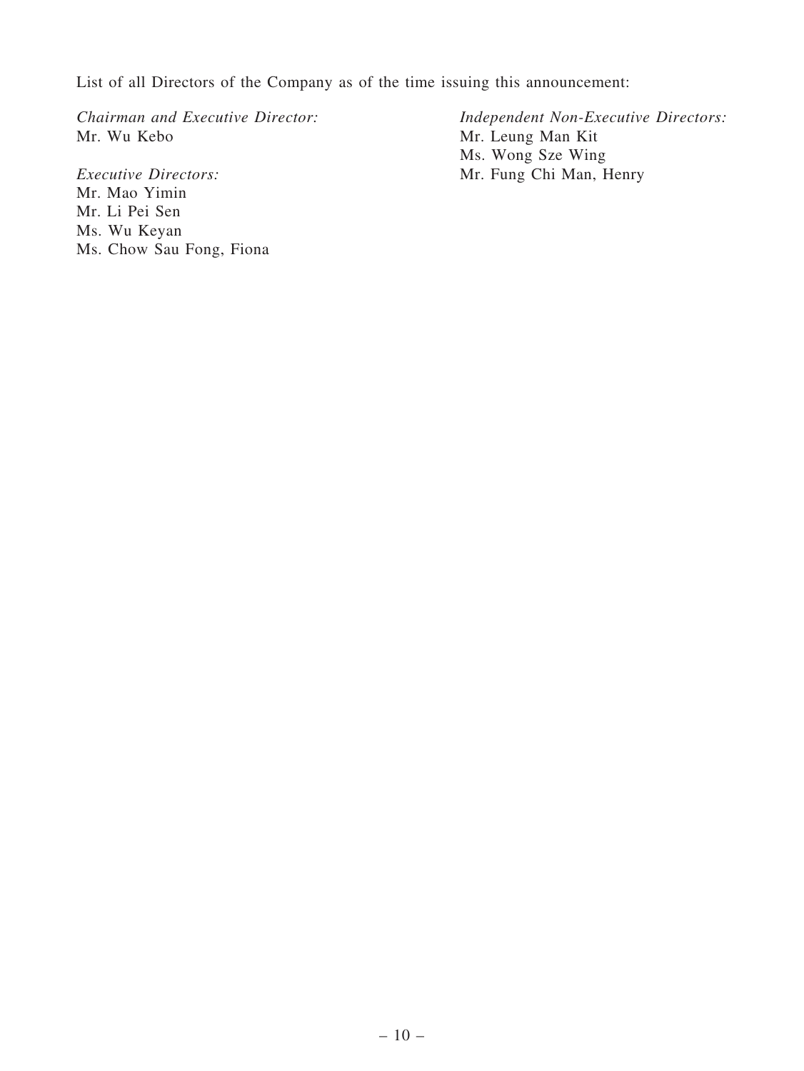List of all Directors of the Company as of the time issuing this announcement:

*Chairman and Executive Director:*
Mr. Wu Kebo

*Executive Directors:*
Mr. Mao Yimin
Mr. Li Pei Sen
Ms. Wu Keyan
Ms. Chow Sau Fong, Fiona

*Independent Non-Executive Directors:*
Mr. Leung Man Kit
Ms. Wong Sze Wing
Mr. Fung Chi Man, Henry